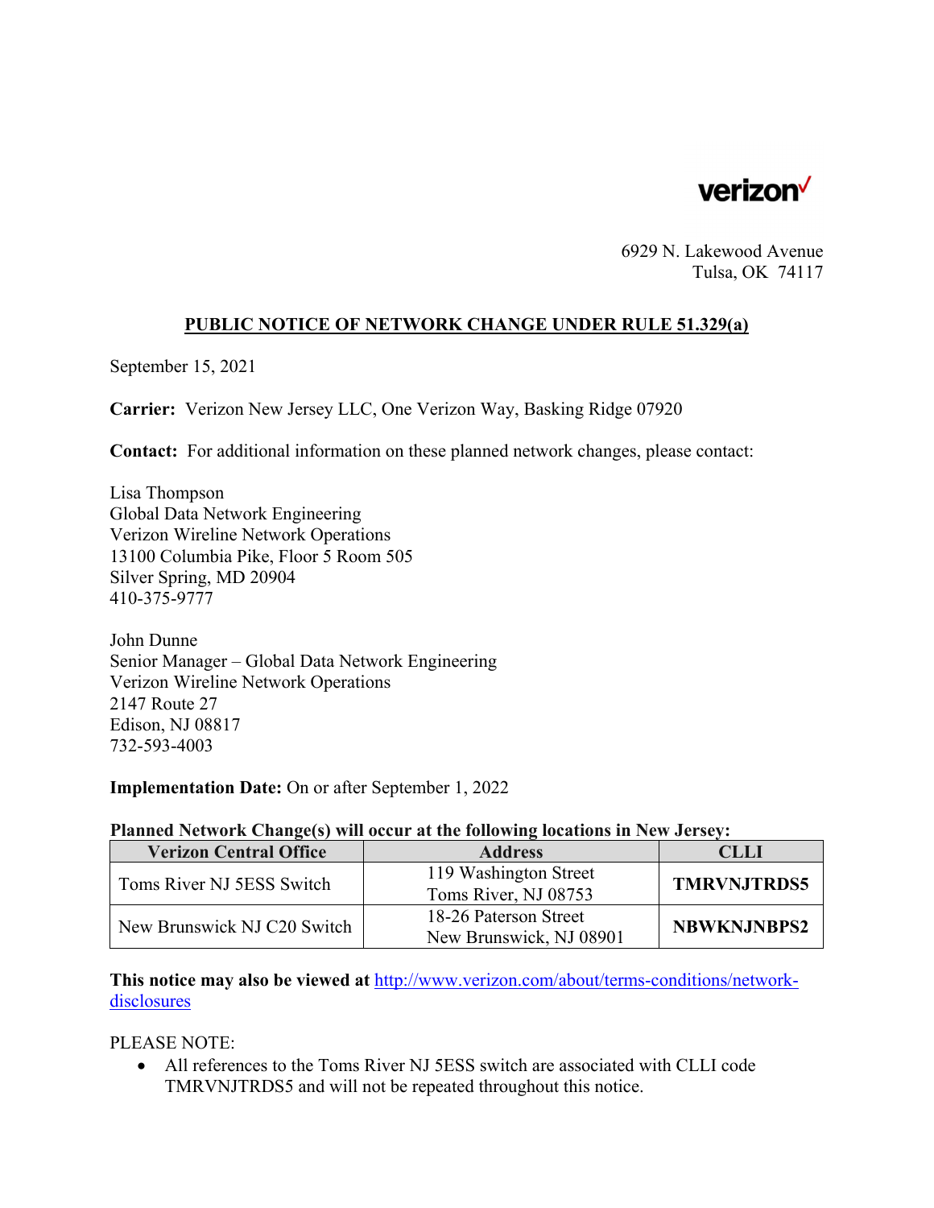verizon

6929 N. Lakewood Avenue
Tulsa, OK 74117

## PUBLIC NOTICE OF NETWORK CHANGE UNDER RULE 51.329(a)

September 15, 2021

**Carrier:** Verizon New Jersey LLC, One Verizon Way, Basking Ridge 07920

**Contact:** For additional information on these planned network changes, please contact:

Lisa Thompson
Global Data Network Engineering
Verizon Wireline Network Operations
13100 Columbia Pike, Floor 5 Room 505
Silver Spring, MD 20904
410-375-9777

John Dunne
Senior Manager – Global Data Network Engineering
Verizon Wireline Network Operations
2147 Route 27
Edison, NJ 08817
732-593-4003

**Implementation Date:** On or after September 1, 2022

**Planned Network Change(s) will occur at the following locations in New Jersey:**

| Verizon Central Office | Address | CLLI |
|---|---|---|
| Toms River NJ 5ESS Switch | 119 Washington Street<br>Toms River, NJ 08753 | **TMRVNJTRDS5** |
| New Brunswick NJ C20 Switch | 18-26 Paterson Street<br>New Brunswick, NJ 08901 | **NBWKNJNBPS2** |

**This notice may also be viewed at** [http://www.verizon.com/about/terms-conditions/network-disclosures](http://www.verizon.com/about/terms-conditions/network-disclosures)

PLEASE NOTE:

- All references to the Toms River NJ 5ESS switch are associated with CLLI code TMRVNJTRDS5 and will not be repeated throughout this notice.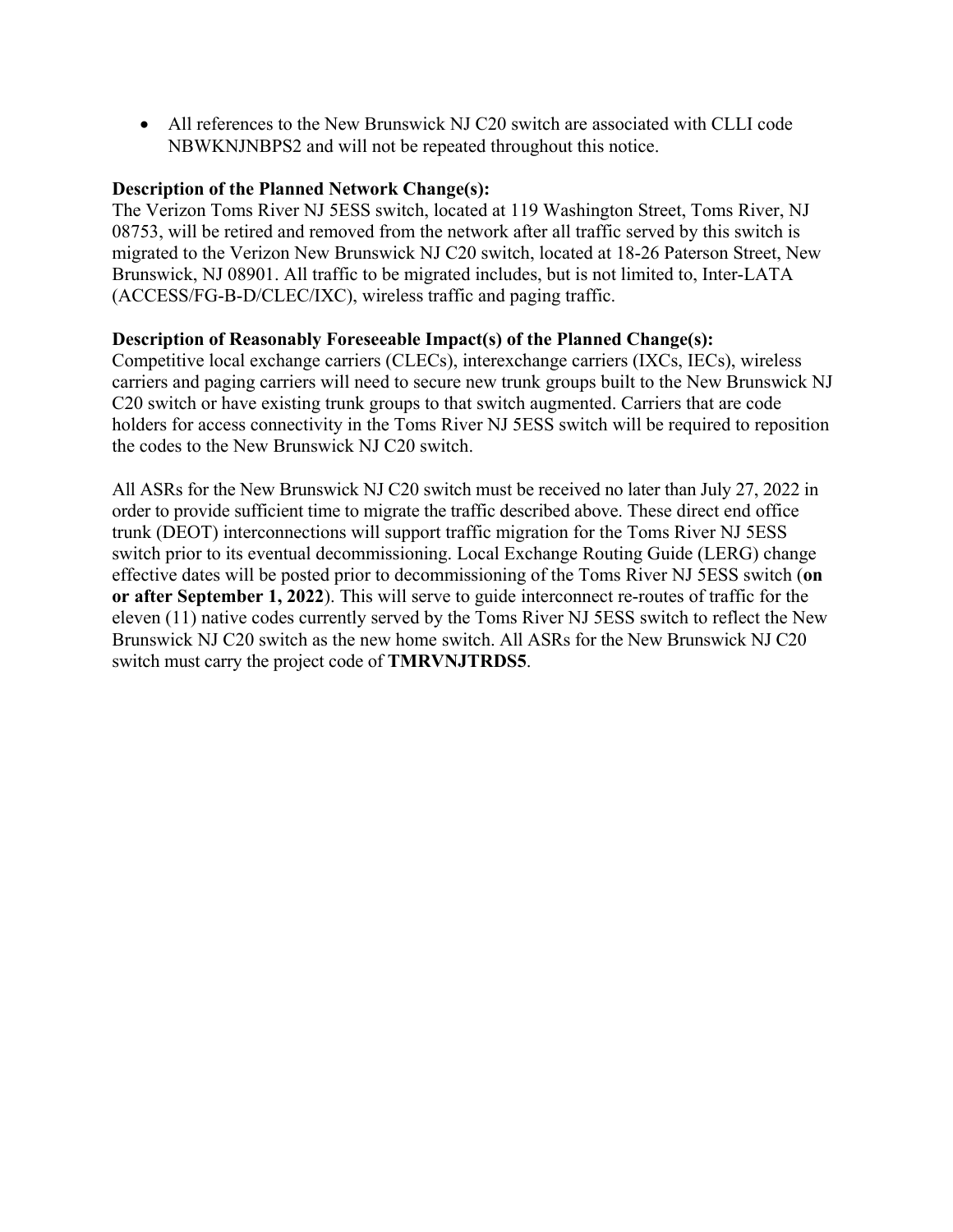- All references to the New Brunswick NJ C20 switch are associated with CLLI code NBWKNJNBPS2 and will not be repeated throughout this notice.

**Description of the Planned Network Change(s):**
The Verizon Toms River NJ 5ESS switch, located at 119 Washington Street, Toms River, NJ 08753, will be retired and removed from the network after all traffic served by this switch is migrated to the Verizon New Brunswick NJ C20 switch, located at 18-26 Paterson Street, New Brunswick, NJ 08901. All traffic to be migrated includes, but is not limited to, Inter-LATA (ACCESS/FG-B-D/CLEC/IXC), wireless traffic and paging traffic.

**Description of Reasonably Foreseeable Impact(s) of the Planned Change(s):**
Competitive local exchange carriers (CLECs), interexchange carriers (IXCs, IECs), wireless carriers and paging carriers will need to secure new trunk groups built to the New Brunswick NJ C20 switch or have existing trunk groups to that switch augmented. Carriers that are code holders for access connectivity in the Toms River NJ 5ESS switch will be required to reposition the codes to the New Brunswick NJ C20 switch.

All ASRs for the New Brunswick NJ C20 switch must be received no later than July 27, 2022 in order to provide sufficient time to migrate the traffic described above. These direct end office trunk (DEOT) interconnections will support traffic migration for the Toms River NJ 5ESS switch prior to its eventual decommissioning. Local Exchange Routing Guide (LERG) change effective dates will be posted prior to decommissioning of the Toms River NJ 5ESS switch (**on or after September 1, 2022**). This will serve to guide interconnect re-routes of traffic for the eleven (11) native codes currently served by the Toms River NJ 5ESS switch to reflect the New Brunswick NJ C20 switch as the new home switch. All ASRs for the New Brunswick NJ C20 switch must carry the project code of **TMRVNJTRDS5**.